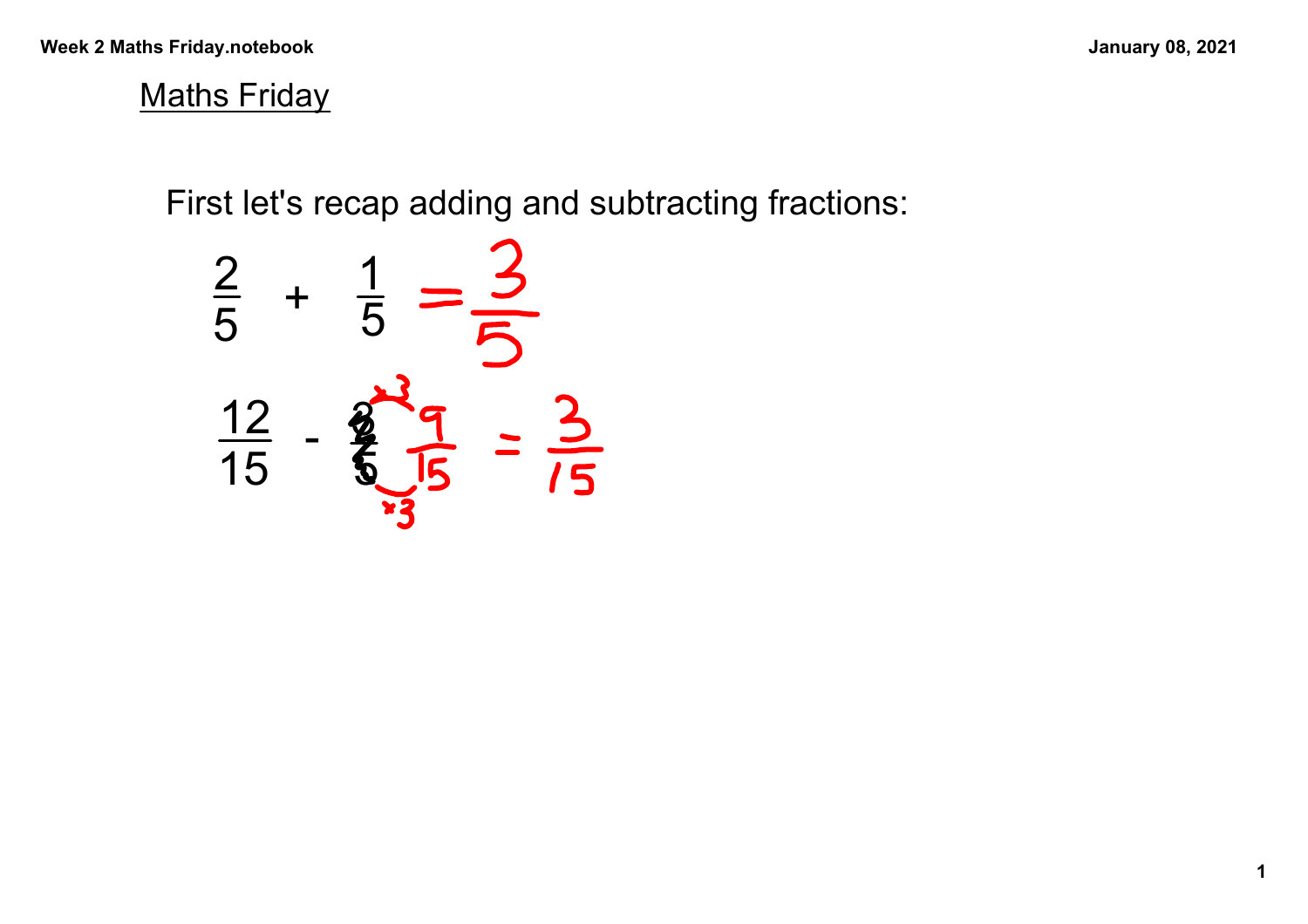# Maths Friday

First let's recap adding and subtracting fractions:

$$\frac{2}{5} + \frac{1}{5} = \frac{3}{5}$$

$$\frac{12}{15} - \frac{3}{5} \xrightarrow{\times 3} \frac{9}{15} = \frac{3}{15}$$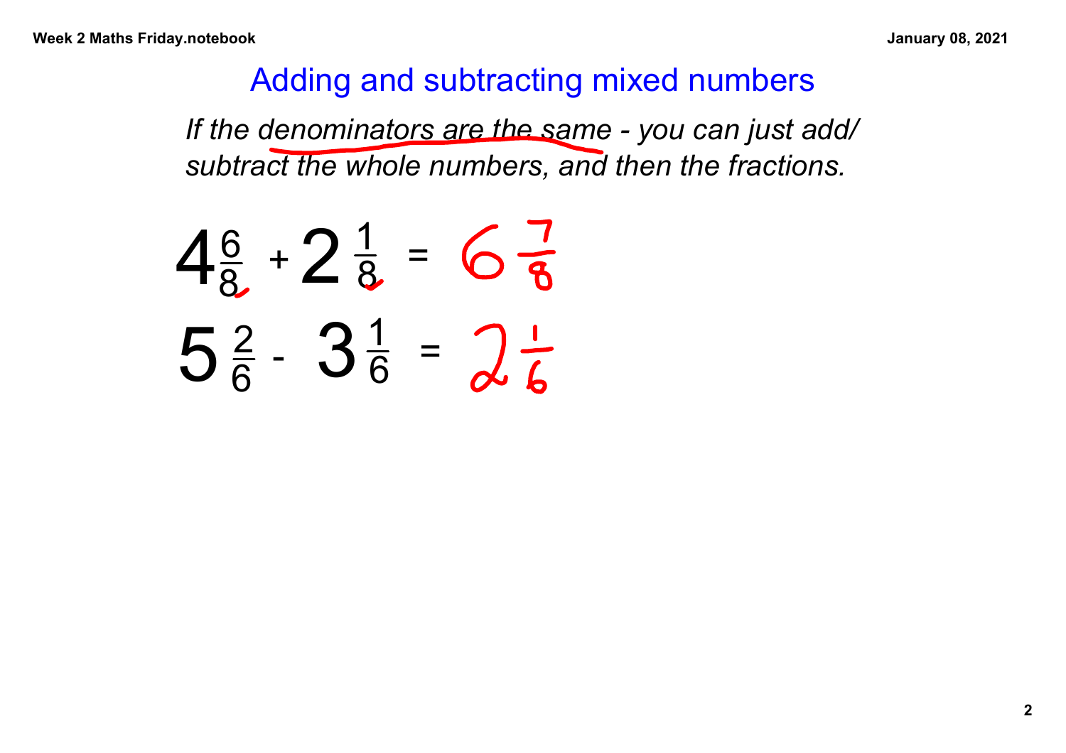# Adding and subtracting mixed numbers

*If the denominators are the same - you can just add/ subtract the whole numbers, and then the fractions.*

$$4\frac{6}{8} + 2\frac{1}{8} = 6\frac{7}{8}$$

$$5\frac{2}{6} - 3\frac{1}{6} = 2\frac{1}{6}$$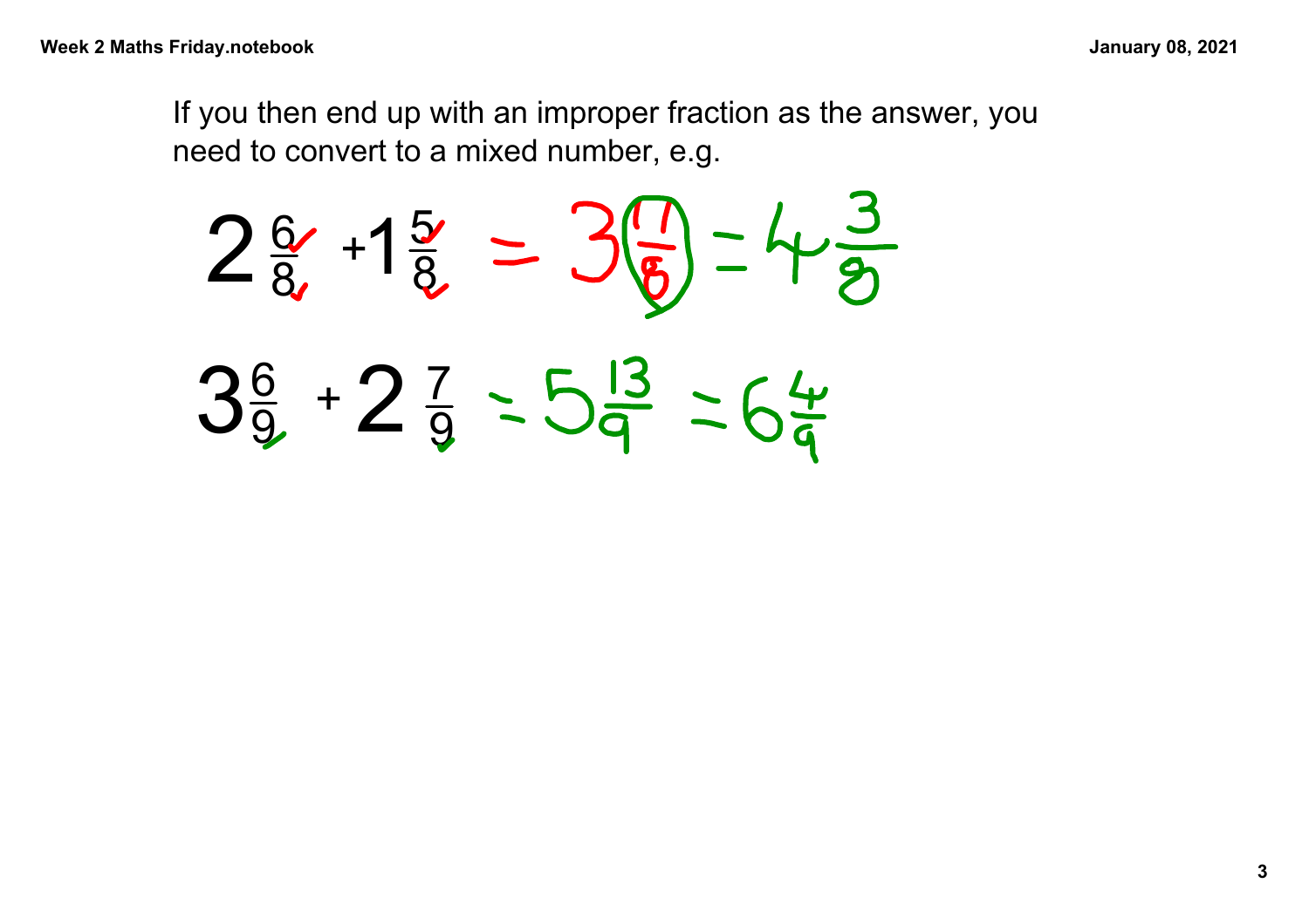If you then end up with an improper fraction as the answer, you need to convert to a mixed number, e.g.

$$2\frac{6}{8} + 1\frac{5}{8} = 3\frac{11}{8} = 4\frac{3}{8}$$

$$3\frac{6}{9} + 2\frac{7}{9} = 5\frac{13}{9} = 6\frac{4}{9}$$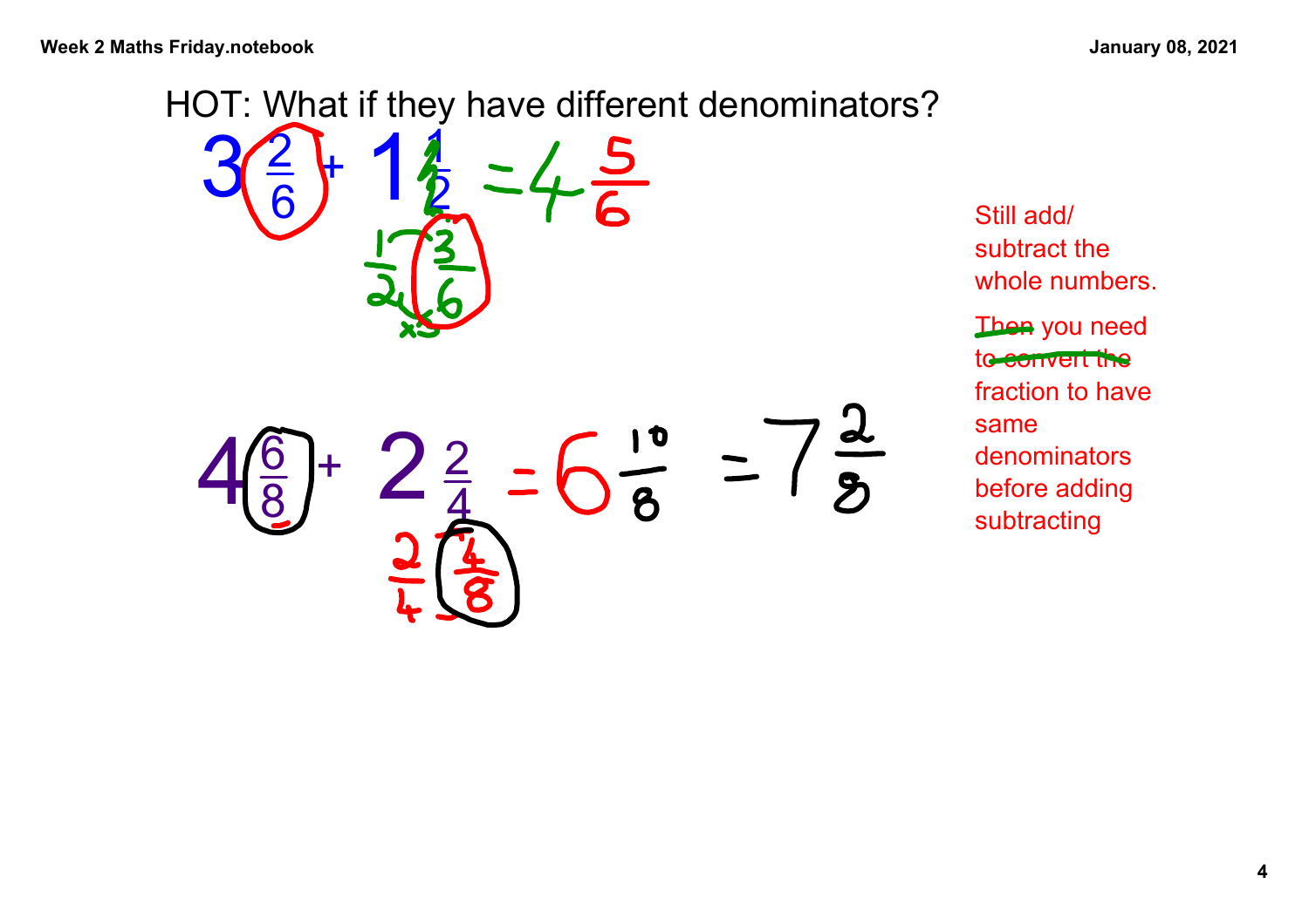HOT: What if they have different denominators?

$$3\frac{2}{6} + 1\frac{1}{2} = 4\frac{5}{6}$$

$$\frac{1}{2} \xrightarrow{\times 3} \frac{3}{6}$$

$$4\frac{6}{8} + 2\frac{2}{4} = 6\frac{10}{8} = 7\frac{2}{8}$$

$$\frac{2}{4} \rightarrow \frac{4}{8}$$

Still add/ subtract the whole numbers.

~~Then~~ you need to ~~convert the~~ fraction to have same denominators before adding subtracting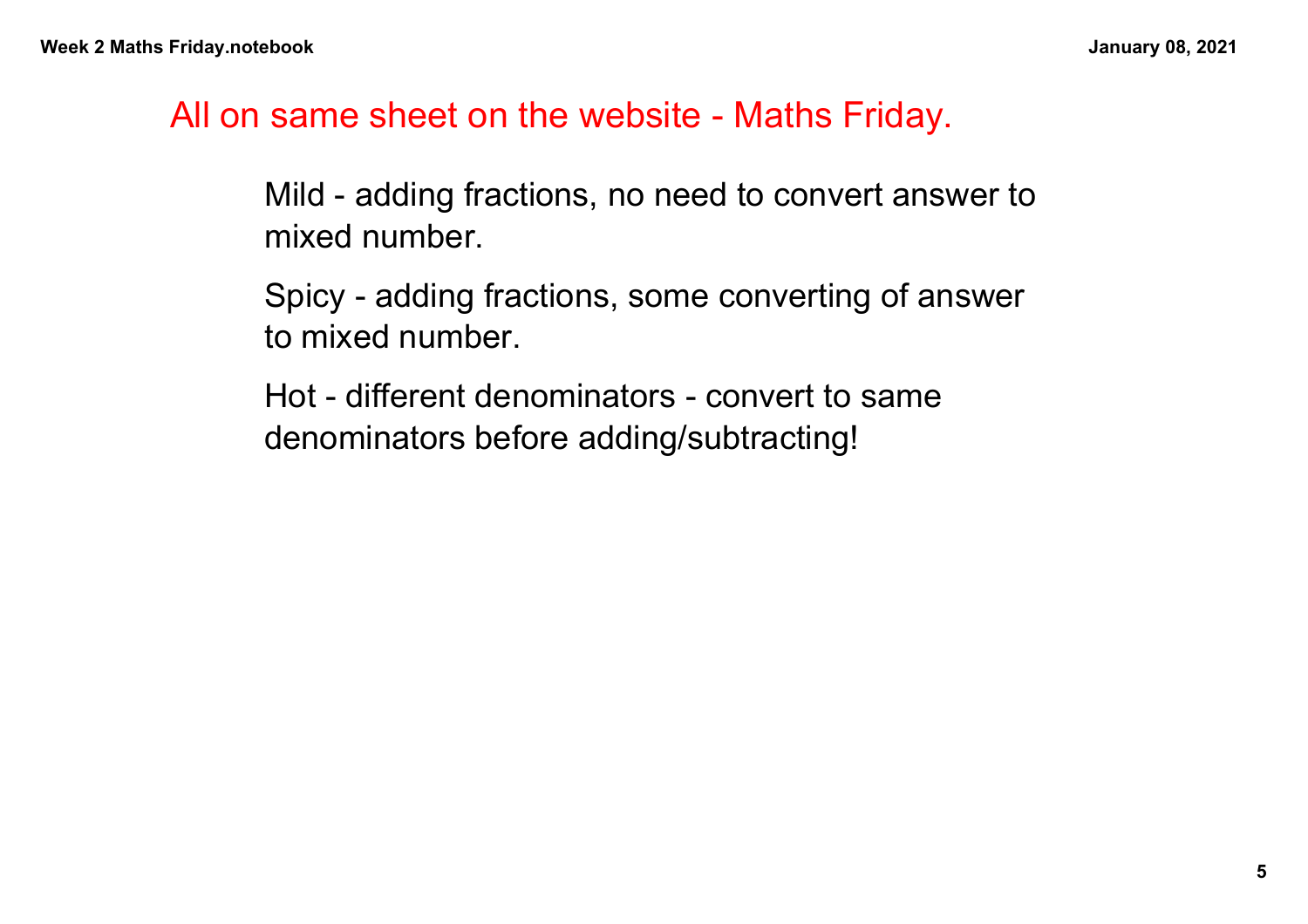All on same sheet on the website - Maths Friday.

Mild - adding fractions, no need to convert answer to mixed number.

Spicy - adding fractions, some converting of answer to mixed number.

Hot - different denominators - convert to same denominators before adding/subtracting!